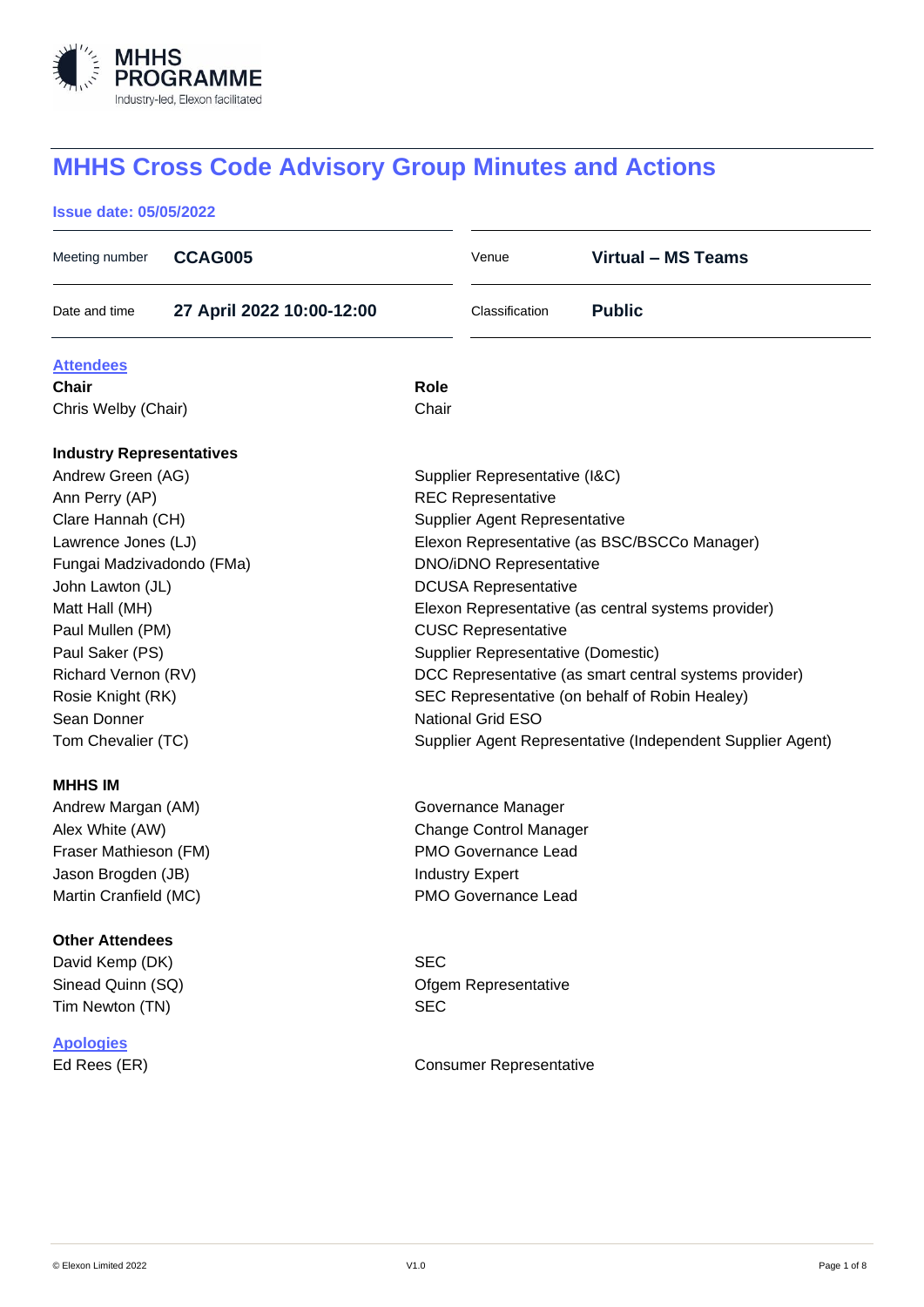# MHHS Cross Code Advisory Group Minutes and Actions

**Issue date: 05/05/2022**

| | | | |
|---|---|---|---|
| Meeting number | **CCAG005** | Venue | **Virtual – MS Teams** |
| Date and time | **27 April 2022 10:00-12:00** | Classification | **Public** |

## Attendees

| **Chair** | **Role** |
|---|---|
| Chris Welby (Chair) | Chair |

**Industry Representatives**

| | |
|---|---|
| Andrew Green (AG) | Supplier Representative (I&C) |
| Ann Perry (AP) | REC Representative |
| Clare Hannah (CH) | Supplier Agent Representative |
| Lawrence Jones (LJ) | Elexon Representative (as BSC/BSCCo Manager) |
| Fungai Madzivadondo (FMa) | DNO/iDNO Representative |
| John Lawton (JL) | DCUSA Representative |
| Matt Hall (MH) | Elexon Representative (as central systems provider) |
| Paul Mullen (PM) | CUSC Representative |
| Paul Saker (PS) | Supplier Representative (Domestic) |
| Richard Vernon (RV) | DCC Representative (as smart central systems provider) |
| Rosie Knight (RK) | SEC Representative (on behalf of Robin Healey) |
| Sean Donner | National Grid ESO |
| Tom Chevalier (TC) | Supplier Agent Representative (Independent Supplier Agent) |

**MHHS IM**

| | |
|---|---|
| Andrew Margan (AM) | Governance Manager |
| Alex White (AW) | Change Control Manager |
| Fraser Mathieson (FM) | PMO Governance Lead |
| Jason Brogden (JB) | Industry Expert |
| Martin Cranfield (MC) | PMO Governance Lead |

**Other Attendees**

| | |
|---|---|
| David Kemp (DK) | SEC |
| Sinead Quinn (SQ) | Ofgem Representative |
| Tim Newton (TN) | SEC |

## Apologies

| | |
|---|---|
| Ed Rees (ER) | Consumer Representative |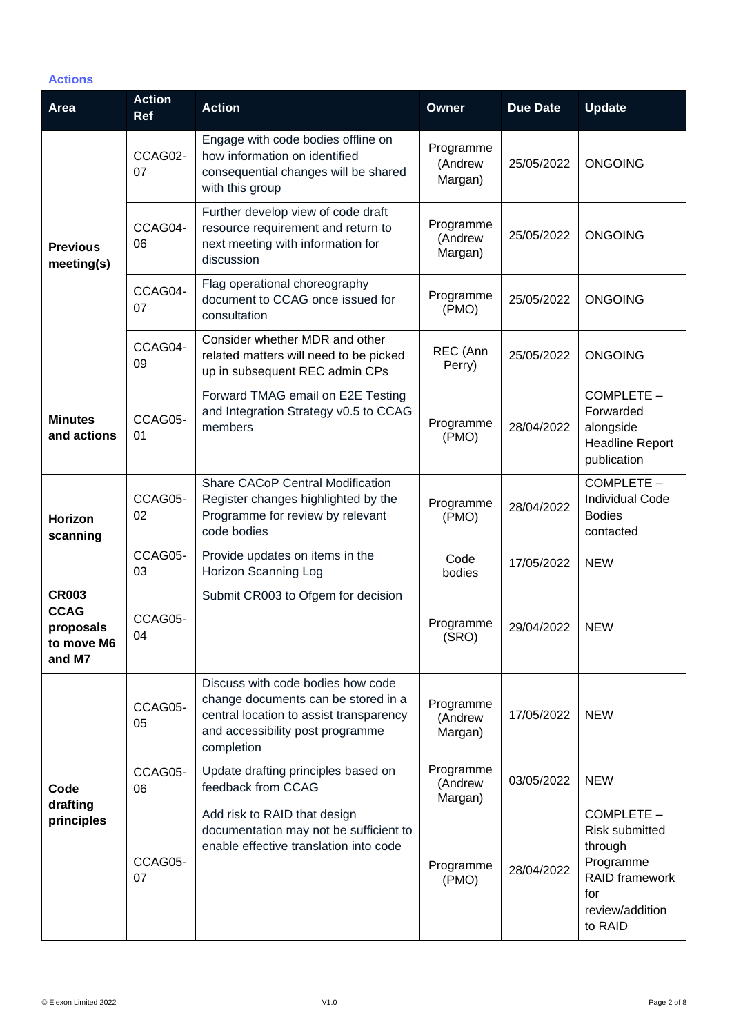## Actions

| Area | Action Ref | Action | Owner | Due Date | Update |
|---|---|---|---|---|---|
| **Previous meeting(s)** | CCAG02-07 | Engage with code bodies offline on how information on identified consequential changes will be shared with this group | Programme (Andrew Margan) | 25/05/2022 | ONGOING |
| | CCAG04-06 | Further develop view of code draft resource requirement and return to next meeting with information for discussion | Programme (Andrew Margan) | 25/05/2022 | ONGOING |
| | CCAG04-07 | Flag operational choreography document to CCAG once issued for consultation | Programme (PMO) | 25/05/2022 | ONGOING |
| | CCAG04-09 | Consider whether MDR and other related matters will need to be picked up in subsequent REC admin CPs | REC (Ann Perry) | 25/05/2022 | ONGOING |
| **Minutes and actions** | CCAG05-01 | Forward TMAG email on E2E Testing and Integration Strategy v0.5 to CCAG members | Programme (PMO) | 28/04/2022 | COMPLETE – Forwarded alongside Headline Report publication |
| **Horizon scanning** | CCAG05-02 | Share CACoP Central Modification Register changes highlighted by the Programme for review by relevant code bodies | Programme (PMO) | 28/04/2022 | COMPLETE – Individual Code Bodies contacted |
| | CCAG05-03 | Provide updates on items in the Horizon Scanning Log | Code bodies | 17/05/2022 | NEW |
| **CR003 CCAG proposals to move M6 and M7** | CCAG05-04 | Submit CR003 to Ofgem for decision | Programme (SRO) | 29/04/2022 | NEW |
| **Code drafting principles** | CCAG05-05 | Discuss with code bodies how code change documents can be stored in a central location to assist transparency and accessibility post programme completion | Programme (Andrew Margan) | 17/05/2022 | NEW |
| | CCAG05-06 | Update drafting principles based on feedback from CCAG | Programme (Andrew Margan) | 03/05/2022 | NEW |
| | CCAG05-07 | Add risk to RAID that design documentation may not be sufficient to enable effective translation into code | Programme (PMO) | 28/04/2022 | COMPLETE – Risk submitted through Programme RAID framework for review/addition to RAID |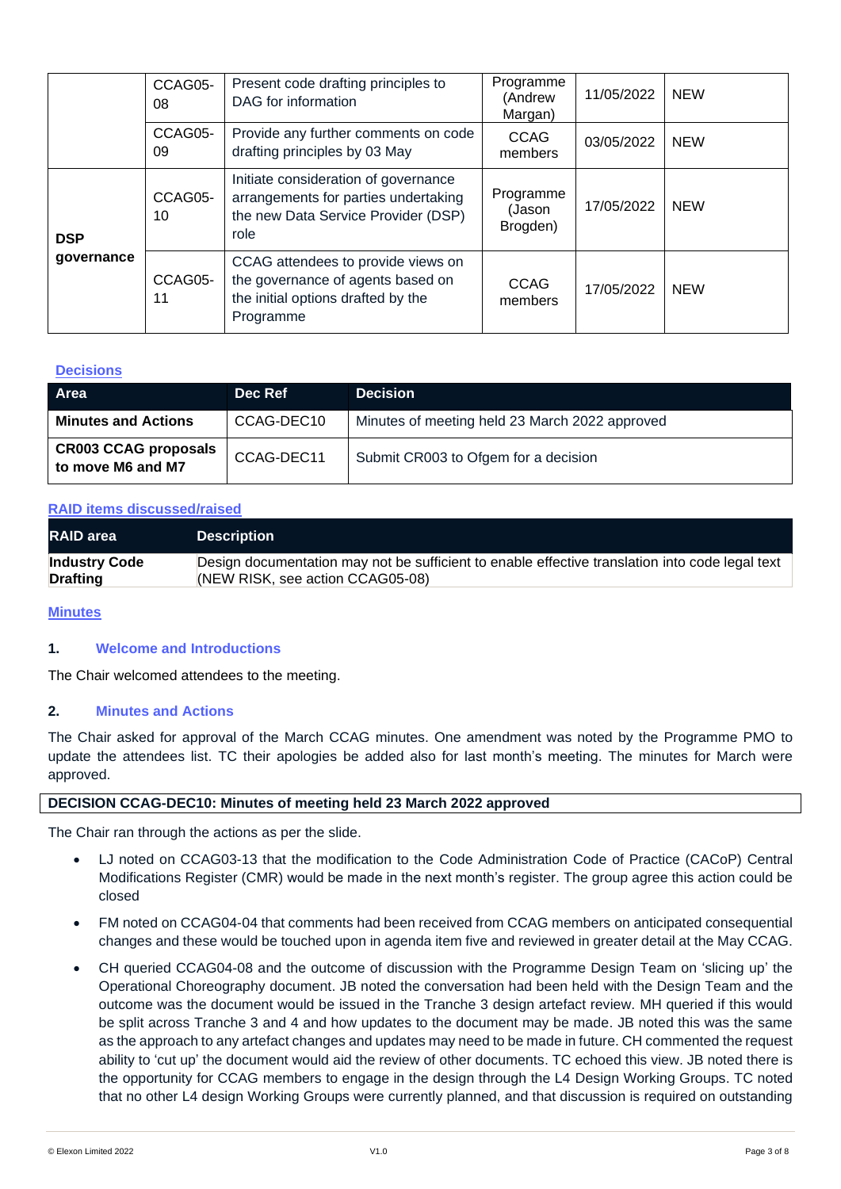| | | | | | |
|---|---|---|---|---|---|
| | CCAG05-08 | Present code drafting principles to DAG for information | Programme (Andrew Margan) | 11/05/2022 | NEW |
| | CCAG05-09 | Provide any further comments on code drafting principles by 03 May | CCAG members | 03/05/2022 | NEW |
| **DSP governance** | CCAG05-10 | Initiate consideration of governance arrangements for parties undertaking the new Data Service Provider (DSP) role | Programme (Jason Brogden) | 17/05/2022 | NEW |
| | CCAG05-11 | CCAG attendees to provide views on the governance of agents based on the initial options drafted by the Programme | CCAG members | 17/05/2022 | NEW |

### Decisions

| Area | Dec Ref | Decision |
|---|---|---|
| **Minutes and Actions** | CCAG-DEC10 | Minutes of meeting held 23 March 2022 approved |
| **CR003 CCAG proposals to move M6 and M7** | CCAG-DEC11 | Submit CR003 to Ofgem for a decision |

### RAID items discussed/raised

| RAID area | Description |
|---|---|
| **Industry Code Drafting** | Design documentation may not be sufficient to enable effective translation into code legal text (NEW RISK, see action CCAG05-08) |

### Minutes

#### 1. Welcome and Introductions

The Chair welcomed attendees to the meeting.

#### 2. Minutes and Actions

The Chair asked for approval of the March CCAG minutes. One amendment was noted by the Programme PMO to update the attendees list. TC their apologies be added also for last month's meeting. The minutes for March were approved.

**DECISION CCAG-DEC10: Minutes of meeting held 23 March 2022 approved**

The Chair ran through the actions as per the slide.

- LJ noted on CCAG03-13 that the modification to the Code Administration Code of Practice (CACoP) Central Modifications Register (CMR) would be made in the next month's register. The group agree this action could be closed
- FM noted on CCAG04-04 that comments had been received from CCAG members on anticipated consequential changes and these would be touched upon in agenda item five and reviewed in greater detail at the May CCAG.
- CH queried CCAG04-08 and the outcome of discussion with the Programme Design Team on 'slicing up' the Operational Choreography document. JB noted the conversation had been held with the Design Team and the outcome was the document would be issued in the Tranche 3 design artefact review. MH queried if this would be split across Tranche 3 and 4 and how updates to the document may be made. JB noted this was the same as the approach to any artefact changes and updates may need to be made in future. CH commented the request ability to 'cut up' the document would aid the review of other documents. TC echoed this view. JB noted there is the opportunity for CCAG members to engage in the design through the L4 Design Working Groups. TC noted that no other L4 design Working Groups were currently planned, and that discussion is required on outstanding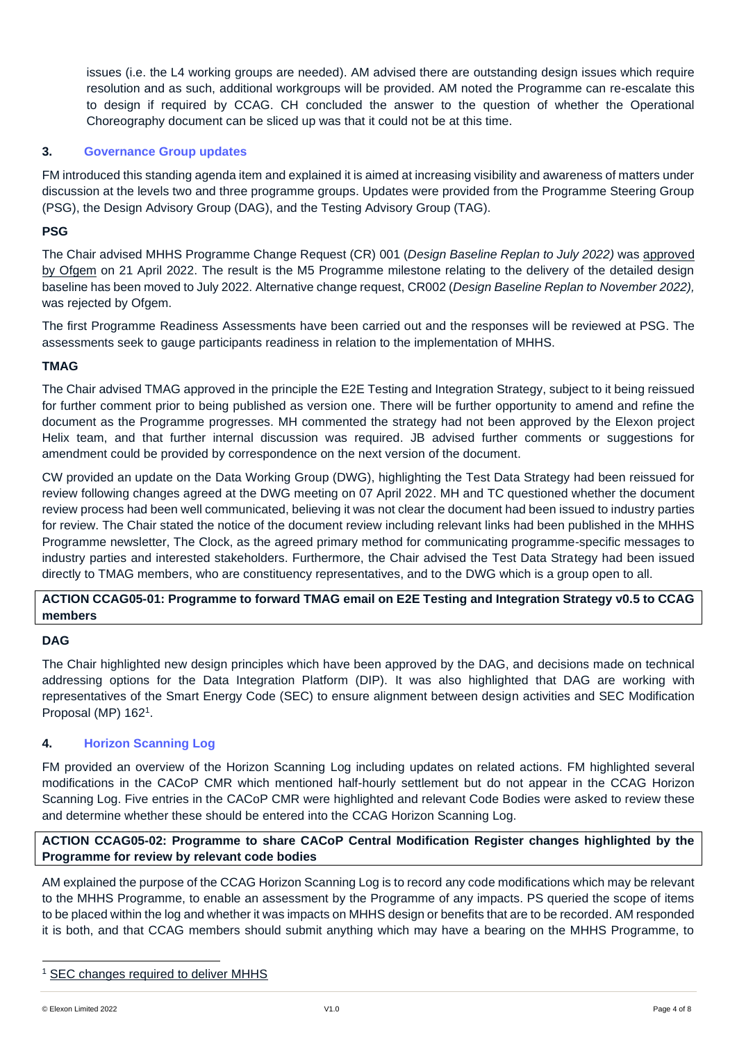issues (i.e. the L4 working groups are needed). AM advised there are outstanding design issues which require resolution and as such, additional workgroups will be provided. AM noted the Programme can re-escalate this to design if required by CCAG. CH concluded the answer to the question of whether the Operational Choreography document can be sliced up was that it could not be at this time.

## 3. Governance Group updates

FM introduced this standing agenda item and explained it is aimed at increasing visibility and awareness of matters under discussion at the levels two and three programme groups. Updates were provided from the Programme Steering Group (PSG), the Design Advisory Group (DAG), and the Testing Advisory Group (TAG).

### PSG

The Chair advised MHHS Programme Change Request (CR) 001 (*Design Baseline Replan to July 2022)* was approved by Ofgem on 21 April 2022. The result is the M5 Programme milestone relating to the delivery of the detailed design baseline has been moved to July 2022. Alternative change request, CR002 (*Design Baseline Replan to November 2022),* was rejected by Ofgem.

The first Programme Readiness Assessments have been carried out and the responses will be reviewed at PSG. The assessments seek to gauge participants readiness in relation to the implementation of MHHS.

### TMAG

The Chair advised TMAG approved in the principle the E2E Testing and Integration Strategy, subject to it being reissued for further comment prior to being published as version one. There will be further opportunity to amend and refine the document as the Programme progresses. MH commented the strategy had not been approved by the Elexon project Helix team, and that further internal discussion was required. JB advised further comments or suggestions for amendment could be provided by correspondence on the next version of the document.

CW provided an update on the Data Working Group (DWG), highlighting the Test Data Strategy had been reissued for review following changes agreed at the DWG meeting on 07 April 2022. MH and TC questioned whether the document review process had been well communicated, believing it was not clear the document had been issued to industry parties for review. The Chair stated the notice of the document review including relevant links had been published in the MHHS Programme newsletter, The Clock, as the agreed primary method for communicating programme-specific messages to industry parties and interested stakeholders. Furthermore, the Chair advised the Test Data Strategy had been issued directly to TMAG members, who are constituency representatives, and to the DWG which is a group open to all.

**ACTION CCAG05-01: Programme to forward TMAG email on E2E Testing and Integration Strategy v0.5 to CCAG members**

### DAG

The Chair highlighted new design principles which have been approved by the DAG, and decisions made on technical addressing options for the Data Integration Platform (DIP). It was also highlighted that DAG are working with representatives of the Smart Energy Code (SEC) to ensure alignment between design activities and SEC Modification Proposal (MP) 162[1].

## 4. Horizon Scanning Log

FM provided an overview of the Horizon Scanning Log including updates on related actions. FM highlighted several modifications in the CACoP CMR which mentioned half-hourly settlement but do not appear in the CCAG Horizon Scanning Log. Five entries in the CACoP CMR were highlighted and relevant Code Bodies were asked to review these and determine whether these should be entered into the CCAG Horizon Scanning Log.

**ACTION CCAG05-02: Programme to share CACoP Central Modification Register changes highlighted by the Programme for review by relevant code bodies**

AM explained the purpose of the CCAG Horizon Scanning Log is to record any code modifications which may be relevant to the MHHS Programme, to enable an assessment by the Programme of any impacts. PS queried the scope of items to be placed within the log and whether it was impacts on MHHS design or benefits that are to be recorded. AM responded it is both, and that CCAG members should submit anything which may have a bearing on the MHHS Programme, to

---

[1] SEC changes required to deliver MHHS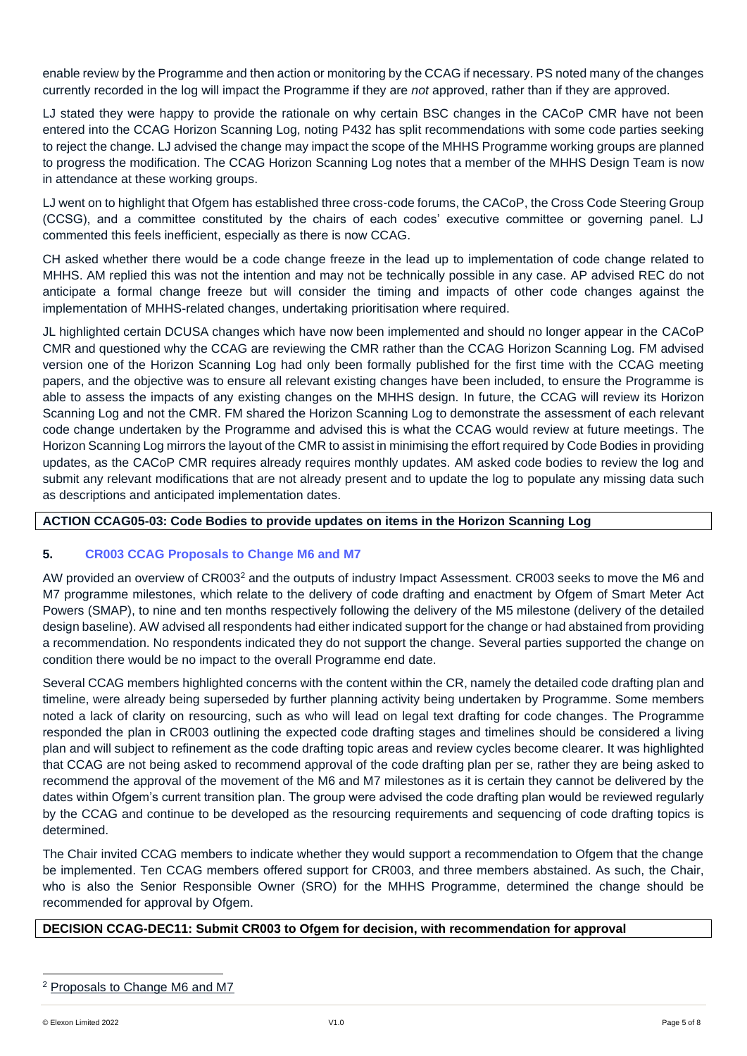enable review by the Programme and then action or monitoring by the CCAG if necessary. PS noted many of the changes currently recorded in the log will impact the Programme if they are *not* approved, rather than if they are approved.

LJ stated they were happy to provide the rationale on why certain BSC changes in the CACoP CMR have not been entered into the CCAG Horizon Scanning Log, noting P432 has split recommendations with some code parties seeking to reject the change. LJ advised the change may impact the scope of the MHHS Programme working groups are planned to progress the modification. The CCAG Horizon Scanning Log notes that a member of the MHHS Design Team is now in attendance at these working groups.

LJ went on to highlight that Ofgem has established three cross-code forums, the CACoP, the Cross Code Steering Group (CCSG), and a committee constituted by the chairs of each codes' executive committee or governing panel. LJ commented this feels inefficient, especially as there is now CCAG.

CH asked whether there would be a code change freeze in the lead up to implementation of code change related to MHHS. AM replied this was not the intention and may not be technically possible in any case. AP advised REC do not anticipate a formal change freeze but will consider the timing and impacts of other code changes against the implementation of MHHS-related changes, undertaking prioritisation where required.

JL highlighted certain DCUSA changes which have now been implemented and should no longer appear in the CACoP CMR and questioned why the CCAG are reviewing the CMR rather than the CCAG Horizon Scanning Log. FM advised version one of the Horizon Scanning Log had only been formally published for the first time with the CCAG meeting papers, and the objective was to ensure all relevant existing changes have been included, to ensure the Programme is able to assess the impacts of any existing changes on the MHHS design. In future, the CCAG will review its Horizon Scanning Log and not the CMR. FM shared the Horizon Scanning Log to demonstrate the assessment of each relevant code change undertaken by the Programme and advised this is what the CCAG would review at future meetings. The Horizon Scanning Log mirrors the layout of the CMR to assist in minimising the effort required by Code Bodies in providing updates, as the CACoP CMR requires already requires monthly updates. AM asked code bodies to review the log and submit any relevant modifications that are not already present and to update the log to populate any missing data such as descriptions and anticipated implementation dates.

**ACTION CCAG05-03: Code Bodies to provide updates on items in the Horizon Scanning Log**

## 5. CR003 CCAG Proposals to Change M6 and M7

AW provided an overview of CR003[2] and the outputs of industry Impact Assessment. CR003 seeks to move the M6 and M7 programme milestones, which relate to the delivery of code drafting and enactment by Ofgem of Smart Meter Act Powers (SMAP), to nine and ten months respectively following the delivery of the M5 milestone (delivery of the detailed design baseline). AW advised all respondents had either indicated support for the change or had abstained from providing a recommendation. No respondents indicated they do not support the change. Several parties supported the change on condition there would be no impact to the overall Programme end date.

Several CCAG members highlighted concerns with the content within the CR, namely the detailed code drafting plan and timeline, were already being superseded by further planning activity being undertaken by Programme. Some members noted a lack of clarity on resourcing, such as who will lead on legal text drafting for code changes. The Programme responded the plan in CR003 outlining the expected code drafting stages and timelines should be considered a living plan and will subject to refinement as the code drafting topic areas and review cycles become clearer. It was highlighted that CCAG are not being asked to recommend approval of the code drafting plan per se, rather they are being asked to recommend the approval of the movement of the M6 and M7 milestones as it is certain they cannot be delivered by the dates within Ofgem's current transition plan. The group were advised the code drafting plan would be reviewed regularly by the CCAG and continue to be developed as the resourcing requirements and sequencing of code drafting topics is determined.

The Chair invited CCAG members to indicate whether they would support a recommendation to Ofgem that the change be implemented. Ten CCAG members offered support for CR003, and three members abstained. As such, the Chair, who is also the Senior Responsible Owner (SRO) for the MHHS Programme, determined the change should be recommended for approval by Ofgem.

**DECISION CCAG-DEC11: Submit CR003 to Ofgem for decision, with recommendation for approval**

[2] Proposals to Change M6 and M7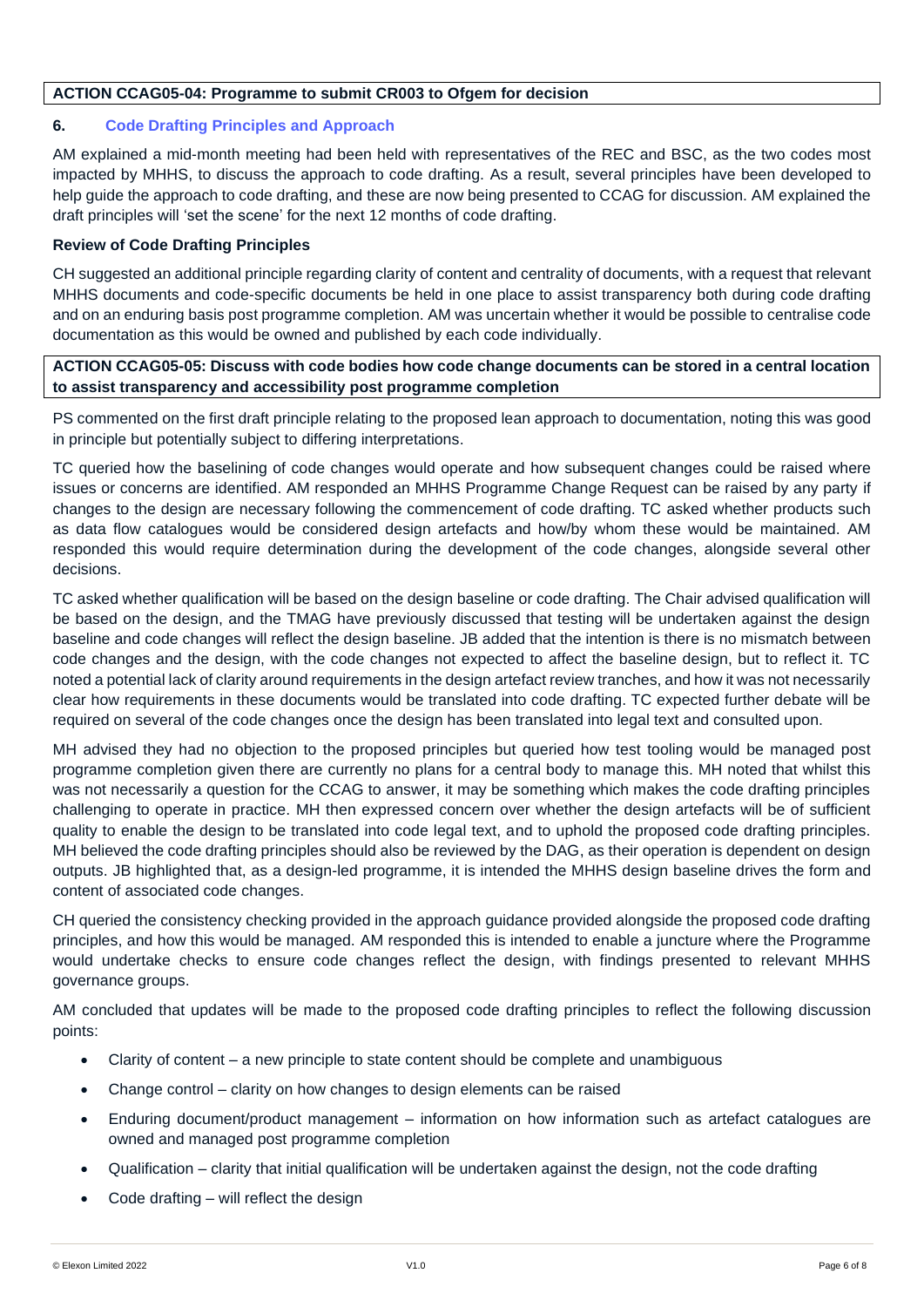**ACTION CCAG05-04: Programme to submit CR003 to Ofgem for decision**

## 6. Code Drafting Principles and Approach

AM explained a mid-month meeting had been held with representatives of the REC and BSC, as the two codes most impacted by MHHS, to discuss the approach to code drafting. As a result, several principles have been developed to help guide the approach to code drafting, and these are now being presented to CCAG for discussion. AM explained the draft principles will 'set the scene' for the next 12 months of code drafting.

**Review of Code Drafting Principles**

CH suggested an additional principle regarding clarity of content and centrality of documents, with a request that relevant MHHS documents and code-specific documents be held in one place to assist transparency both during code drafting and on an enduring basis post programme completion. AM was uncertain whether it would be possible to centralise code documentation as this would be owned and published by each code individually.

**ACTION CCAG05-05: Discuss with code bodies how code change documents can be stored in a central location to assist transparency and accessibility post programme completion**

PS commented on the first draft principle relating to the proposed lean approach to documentation, noting this was good in principle but potentially subject to differing interpretations.

TC queried how the baselining of code changes would operate and how subsequent changes could be raised where issues or concerns are identified. AM responded an MHHS Programme Change Request can be raised by any party if changes to the design are necessary following the commencement of code drafting. TC asked whether products such as data flow catalogues would be considered design artefacts and how/by whom these would be maintained. AM responded this would require determination during the development of the code changes, alongside several other decisions.

TC asked whether qualification will be based on the design baseline or code drafting. The Chair advised qualification will be based on the design, and the TMAG have previously discussed that testing will be undertaken against the design baseline and code changes will reflect the design baseline. JB added that the intention is there is no mismatch between code changes and the design, with the code changes not expected to affect the baseline design, but to reflect it. TC noted a potential lack of clarity around requirements in the design artefact review tranches, and how it was not necessarily clear how requirements in these documents would be translated into code drafting. TC expected further debate will be required on several of the code changes once the design has been translated into legal text and consulted upon.

MH advised they had no objection to the proposed principles but queried how test tooling would be managed post programme completion given there are currently no plans for a central body to manage this. MH noted that whilst this was not necessarily a question for the CCAG to answer, it may be something which makes the code drafting principles challenging to operate in practice. MH then expressed concern over whether the design artefacts will be of sufficient quality to enable the design to be translated into code legal text, and to uphold the proposed code drafting principles. MH believed the code drafting principles should also be reviewed by the DAG, as their operation is dependent on design outputs. JB highlighted that, as a design-led programme, it is intended the MHHS design baseline drives the form and content of associated code changes.

CH queried the consistency checking provided in the approach guidance provided alongside the proposed code drafting principles, and how this would be managed. AM responded this is intended to enable a juncture where the Programme would undertake checks to ensure code changes reflect the design, with findings presented to relevant MHHS governance groups.

AM concluded that updates will be made to the proposed code drafting principles to reflect the following discussion points:

- Clarity of content – a new principle to state content should be complete and unambiguous
- Change control – clarity on how changes to design elements can be raised
- Enduring document/product management – information on how information such as artefact catalogues are owned and managed post programme completion
- Qualification – clarity that initial qualification will be undertaken against the design, not the code drafting
- Code drafting – will reflect the design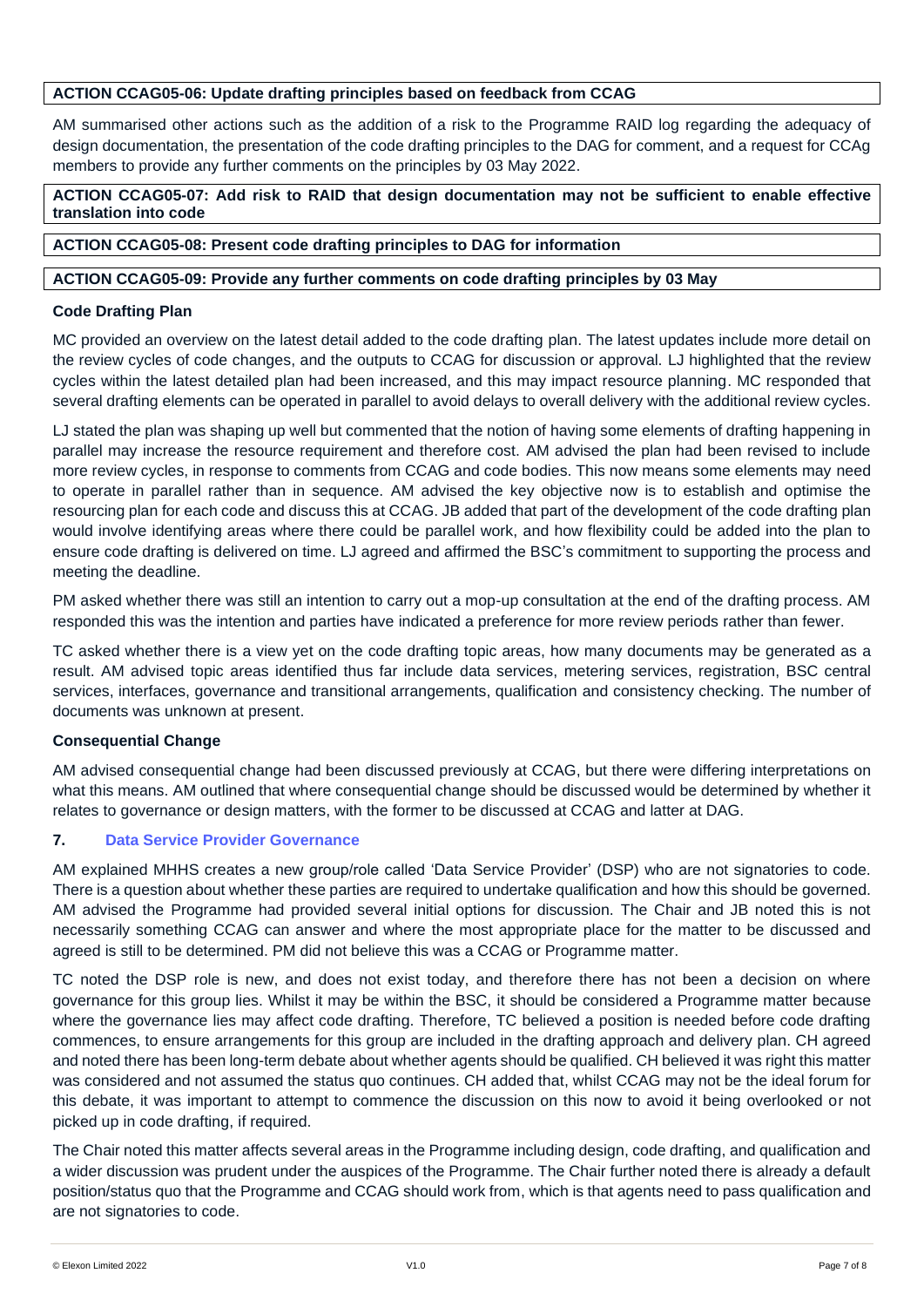**ACTION CCAG05-06: Update drafting principles based on feedback from CCAG**

AM summarised other actions such as the addition of a risk to the Programme RAID log regarding the adequacy of design documentation, the presentation of the code drafting principles to the DAG for comment, and a request for CCAg members to provide any further comments on the principles by 03 May 2022.

**ACTION CCAG05-07: Add risk to RAID that design documentation may not be sufficient to enable effective translation into code**

**ACTION CCAG05-08: Present code drafting principles to DAG for information**

**ACTION CCAG05-09: Provide any further comments on code drafting principles by 03 May**

**Code Drafting Plan**

MC provided an overview on the latest detail added to the code drafting plan. The latest updates include more detail on the review cycles of code changes, and the outputs to CCAG for discussion or approval. LJ highlighted that the review cycles within the latest detailed plan had been increased, and this may impact resource planning. MC responded that several drafting elements can be operated in parallel to avoid delays to overall delivery with the additional review cycles.

LJ stated the plan was shaping up well but commented that the notion of having some elements of drafting happening in parallel may increase the resource requirement and therefore cost. AM advised the plan had been revised to include more review cycles, in response to comments from CCAG and code bodies. This now means some elements may need to operate in parallel rather than in sequence. AM advised the key objective now is to establish and optimise the resourcing plan for each code and discuss this at CCAG. JB added that part of the development of the code drafting plan would involve identifying areas where there could be parallel work, and how flexibility could be added into the plan to ensure code drafting is delivered on time. LJ agreed and affirmed the BSC's commitment to supporting the process and meeting the deadline.

PM asked whether there was still an intention to carry out a mop-up consultation at the end of the drafting process. AM responded this was the intention and parties have indicated a preference for more review periods rather than fewer.

TC asked whether there is a view yet on the code drafting topic areas, how many documents may be generated as a result. AM advised topic areas identified thus far include data services, metering services, registration, BSC central services, interfaces, governance and transitional arrangements, qualification and consistency checking. The number of documents was unknown at present.

**Consequential Change**

AM advised consequential change had been discussed previously at CCAG, but there were differing interpretations on what this means. AM outlined that where consequential change should be discussed would be determined by whether it relates to governance or design matters, with the former to be discussed at CCAG and latter at DAG.

## 7. Data Service Provider Governance

AM explained MHHS creates a new group/role called 'Data Service Provider' (DSP) who are not signatories to code. There is a question about whether these parties are required to undertake qualification and how this should be governed. AM advised the Programme had provided several initial options for discussion. The Chair and JB noted this is not necessarily something CCAG can answer and where the most appropriate place for the matter to be discussed and agreed is still to be determined. PM did not believe this was a CCAG or Programme matter.

TC noted the DSP role is new, and does not exist today, and therefore there has not been a decision on where governance for this group lies. Whilst it may be within the BSC, it should be considered a Programme matter because where the governance lies may affect code drafting. Therefore, TC believed a position is needed before code drafting commences, to ensure arrangements for this group are included in the drafting approach and delivery plan. CH agreed and noted there has been long-term debate about whether agents should be qualified. CH believed it was right this matter was considered and not assumed the status quo continues. CH added that, whilst CCAG may not be the ideal forum for this debate, it was important to attempt to commence the discussion on this now to avoid it being overlooked or not picked up in code drafting, if required.

The Chair noted this matter affects several areas in the Programme including design, code drafting, and qualification and a wider discussion was prudent under the auspices of the Programme. The Chair further noted there is already a default position/status quo that the Programme and CCAG should work from, which is that agents need to pass qualification and are not signatories to code.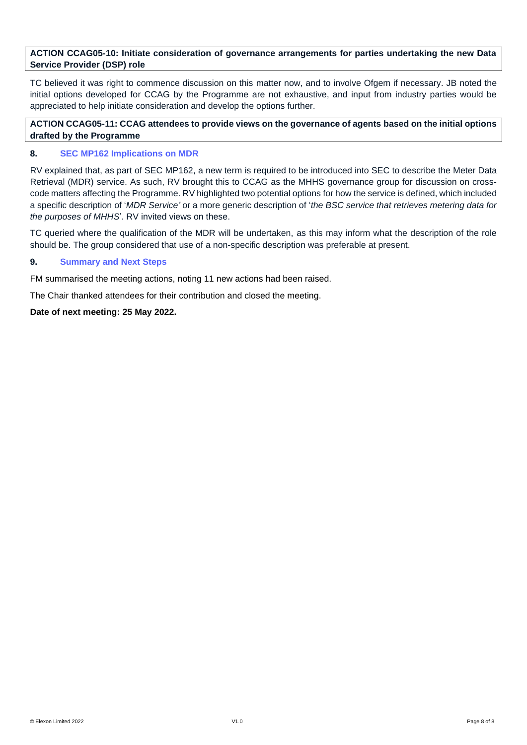**ACTION CCAG05-10: Initiate consideration of governance arrangements for parties undertaking the new Data Service Provider (DSP) role**

TC believed it was right to commence discussion on this matter now, and to involve Ofgem if necessary. JB noted the initial options developed for CCAG by the Programme are not exhaustive, and input from industry parties would be appreciated to help initiate consideration and develop the options further.

**ACTION CCAG05-11: CCAG attendees to provide views on the governance of agents based on the initial options drafted by the Programme**

## 8. SEC MP162 Implications on MDR

RV explained that, as part of SEC MP162, a new term is required to be introduced into SEC to describe the Meter Data Retrieval (MDR) service. As such, RV brought this to CCAG as the MHHS governance group for discussion on cross-code matters affecting the Programme. RV highlighted two potential options for how the service is defined, which included a specific description of '*MDR Service'* or a more generic description of '*the BSC service that retrieves metering data for the purposes of MHHS*'. RV invited views on these.

TC queried where the qualification of the MDR will be undertaken, as this may inform what the description of the role should be. The group considered that use of a non-specific description was preferable at present.

## 9. Summary and Next Steps

FM summarised the meeting actions, noting 11 new actions had been raised.

The Chair thanked attendees for their contribution and closed the meeting.

**Date of next meeting: 25 May 2022.**